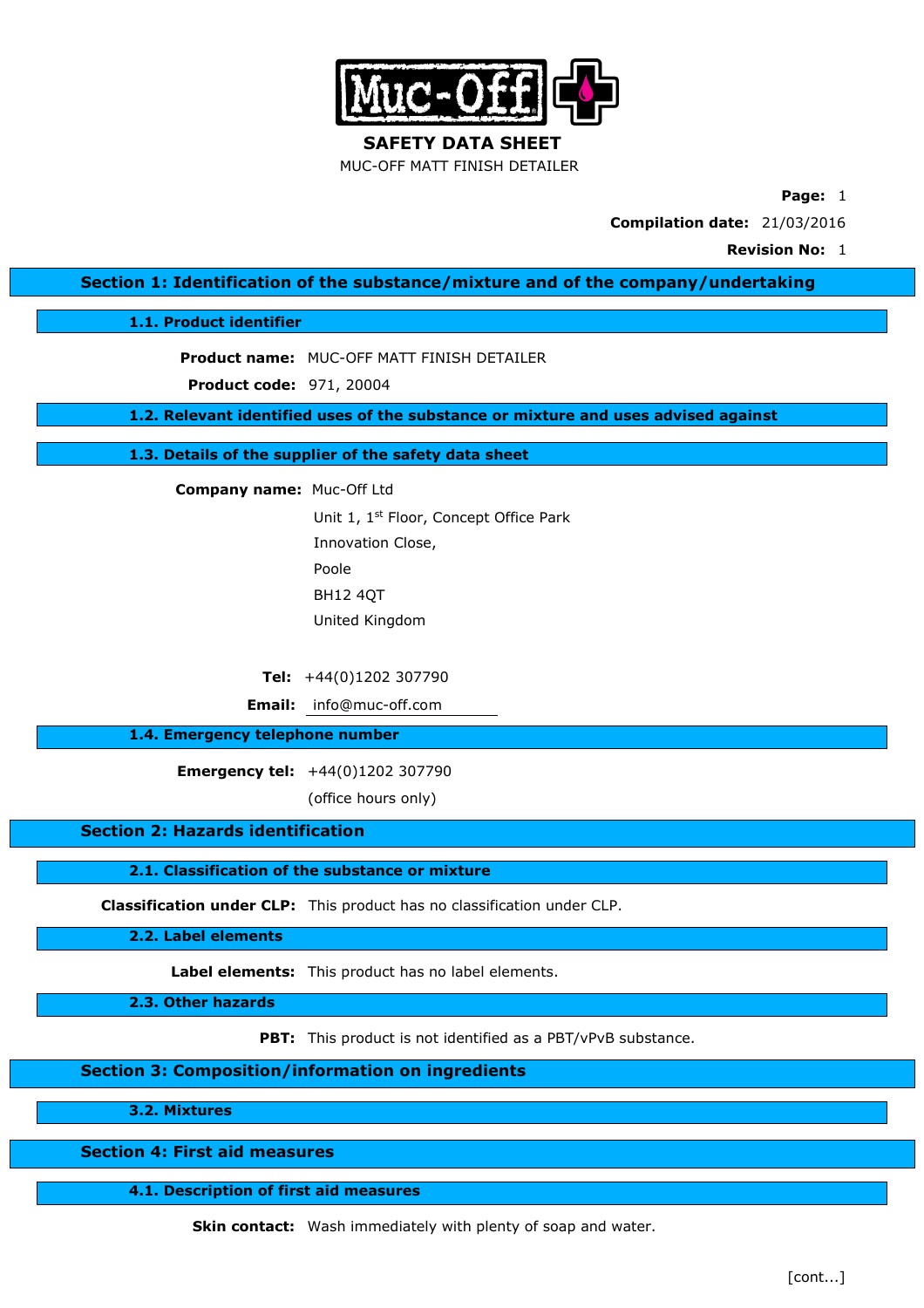# SAFETY DATA SHEET

MUC-OFF MATT FINISH DETAILER

**Page:** 1

**Compilation date:** 21/03/2016

**Revision No:** 1

## Section 1: Identification of the substance/mixture and of the company/undertaking

### 1.1. Product identifier

**Product name:** MUC-OFF MATT FINISH DETAILER

**Product code:** 971, 20004

### 1.2. Relevant identified uses of the substance or mixture and uses advised against

### 1.3. Details of the supplier of the safety data sheet

**Company name:** Muc-Off Ltd
Unit 1, 1st Floor, Concept Office Park
Innovation Close,
Poole
BH12 4QT
United Kingdom

**Tel:** +44(0)1202 307790

**Email:** info@muc-off.com

### 1.4. Emergency telephone number

**Emergency tel:** +44(0)1202 307790
(office hours only)

## Section 2: Hazards identification

### 2.1. Classification of the substance or mixture

**Classification under CLP:** This product has no classification under CLP.

### 2.2. Label elements

**Label elements:** This product has no label elements.

### 2.3. Other hazards

**PBT:** This product is not identified as a PBT/vPvB substance.

## Section 3: Composition/information on ingredients

### 3.2. Mixtures

## Section 4: First aid measures

### 4.1. Description of first aid measures

**Skin contact:** Wash immediately with plenty of soap and water.

[cont...]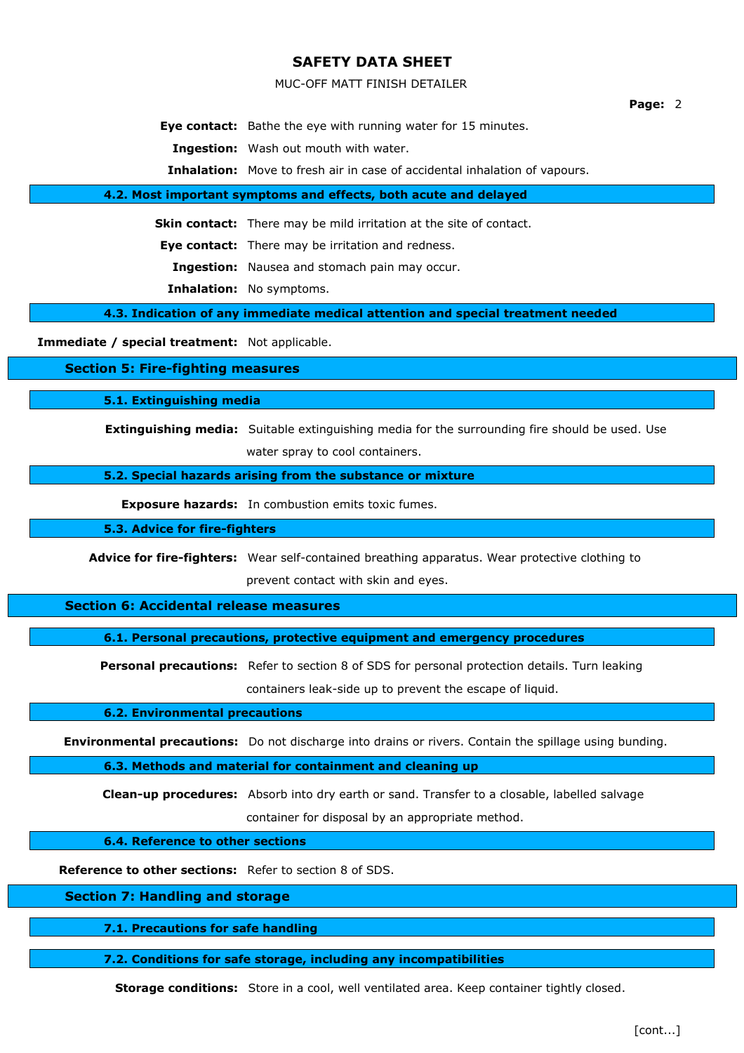**Eye contact:** Bathe the eye with running water for 15 minutes.

**Ingestion:** Wash out mouth with water.

**Inhalation:** Move to fresh air in case of accidental inhalation of vapours.

### 4.2. Most important symptoms and effects, both acute and delayed

**Skin contact:** There may be mild irritation at the site of contact.

**Eye contact:** There may be irritation and redness.

**Ingestion:** Nausea and stomach pain may occur.

**Inhalation:** No symptoms.

### 4.3. Indication of any immediate medical attention and special treatment needed

**Immediate / special treatment:** Not applicable.

## Section 5: Fire-fighting measures

### 5.1. Extinguishing media

**Extinguishing media:** Suitable extinguishing media for the surrounding fire should be used. Use water spray to cool containers.

### 5.2. Special hazards arising from the substance or mixture

**Exposure hazards:** In combustion emits toxic fumes.

### 5.3. Advice for fire-fighters

**Advice for fire-fighters:** Wear self-contained breathing apparatus. Wear protective clothing to prevent contact with skin and eyes.

## Section 6: Accidental release measures

### 6.1. Personal precautions, protective equipment and emergency procedures

**Personal precautions:** Refer to section 8 of SDS for personal protection details. Turn leaking containers leak-side up to prevent the escape of liquid.

### 6.2. Environmental precautions

**Environmental precautions:** Do not discharge into drains or rivers. Contain the spillage using bunding.

### 6.3. Methods and material for containment and cleaning up

**Clean-up procedures:** Absorb into dry earth or sand. Transfer to a closable, labelled salvage container for disposal by an appropriate method.

### 6.4. Reference to other sections

**Reference to other sections:** Refer to section 8 of SDS.

## Section 7: Handling and storage

### 7.1. Precautions for safe handling

### 7.2. Conditions for safe storage, including any incompatibilities

**Storage conditions:** Store in a cool, well ventilated area. Keep container tightly closed.

[cont...]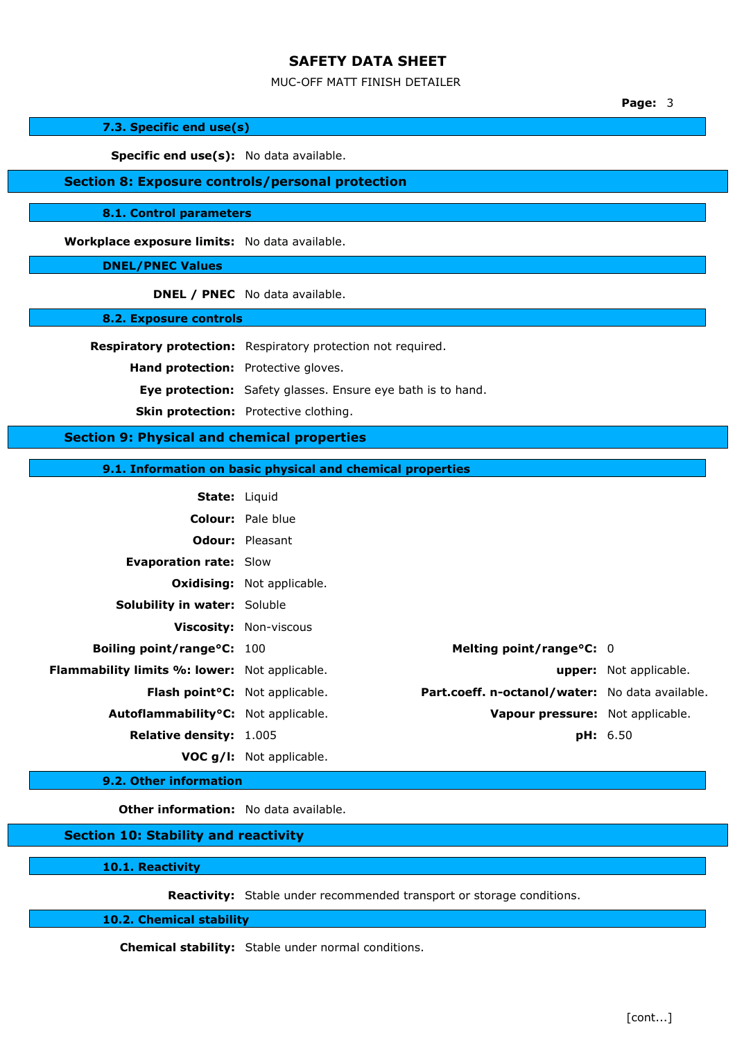### 7.3. Specific end use(s)

**Specific end use(s):** No data available.

## Section 8: Exposure controls/personal protection

### 8.1. Control parameters

**Workplace exposure limits:** No data available.

### DNEL/PNEC Values

**DNEL / PNEC** No data available.

### 8.2. Exposure controls

**Respiratory protection:** Respiratory protection not required.

**Hand protection:** Protective gloves.

**Eye protection:** Safety glasses. Ensure eye bath is to hand.

**Skin protection:** Protective clothing.

## Section 9: Physical and chemical properties

### 9.1. Information on basic physical and chemical properties

**State:** Liquid

**Colour:** Pale blue

**Odour:** Pleasant

**Evaporation rate:** Slow

**Oxidising:** Not applicable.

**Solubility in water:** Soluble

**Viscosity:** Non-viscous

**Boiling point/range°C:** 100

**Melting point/range°C:** 0

**Flammability limits %: lower:** Not applicable.

**upper:** Not applicable.

**Flash point°C:** Not applicable.

**Part.coeff. n-octanol/water:** No data available.

**Autoflammability°C:** Not applicable.

**Vapour pressure:** Not applicable.

**Relative density:** 1.005

**pH:** 6.50

**VOC g/l:** Not applicable.

### 9.2. Other information

**Other information:** No data available.

## Section 10: Stability and reactivity

### 10.1. Reactivity

**Reactivity:** Stable under recommended transport or storage conditions.

### 10.2. Chemical stability

**Chemical stability:** Stable under normal conditions.

[cont...]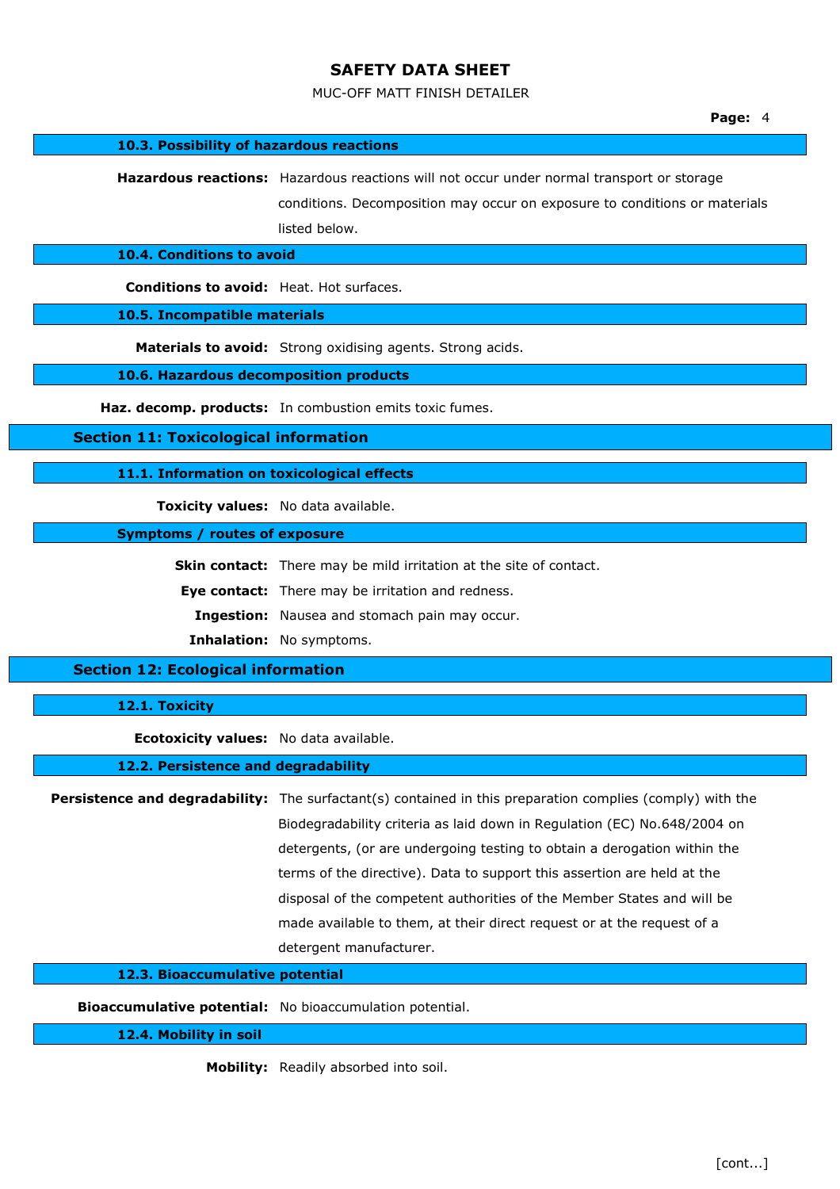### 10.3. Possibility of hazardous reactions

**Hazardous reactions:** Hazardous reactions will not occur under normal transport or storage conditions. Decomposition may occur on exposure to conditions or materials listed below.

### 10.4. Conditions to avoid

**Conditions to avoid:** Heat. Hot surfaces.

### 10.5. Incompatible materials

**Materials to avoid:** Strong oxidising agents. Strong acids.

### 10.6. Hazardous decomposition products

**Haz. decomp. products:** In combustion emits toxic fumes.

## Section 11: Toxicological information

### 11.1. Information on toxicological effects

**Toxicity values:** No data available.

### Symptoms / routes of exposure

**Skin contact:** There may be mild irritation at the site of contact.

**Eye contact:** There may be irritation and redness.

**Ingestion:** Nausea and stomach pain may occur.

**Inhalation:** No symptoms.

## Section 12: Ecological information

### 12.1. Toxicity

**Ecotoxicity values:** No data available.

### 12.2. Persistence and degradability

**Persistence and degradability:** The surfactant(s) contained in this preparation complies (comply) with the Biodegradability criteria as laid down in Regulation (EC) No.648/2004 on detergents, (or are undergoing testing to obtain a derogation within the terms of the directive). Data to support this assertion are held at the disposal of the competent authorities of the Member States and will be made available to them, at their direct request or at the request of a detergent manufacturer.

### 12.3. Bioaccumulative potential

**Bioaccumulative potential:** No bioaccumulation potential.

### 12.4. Mobility in soil

**Mobility:** Readily absorbed into soil.

[cont...]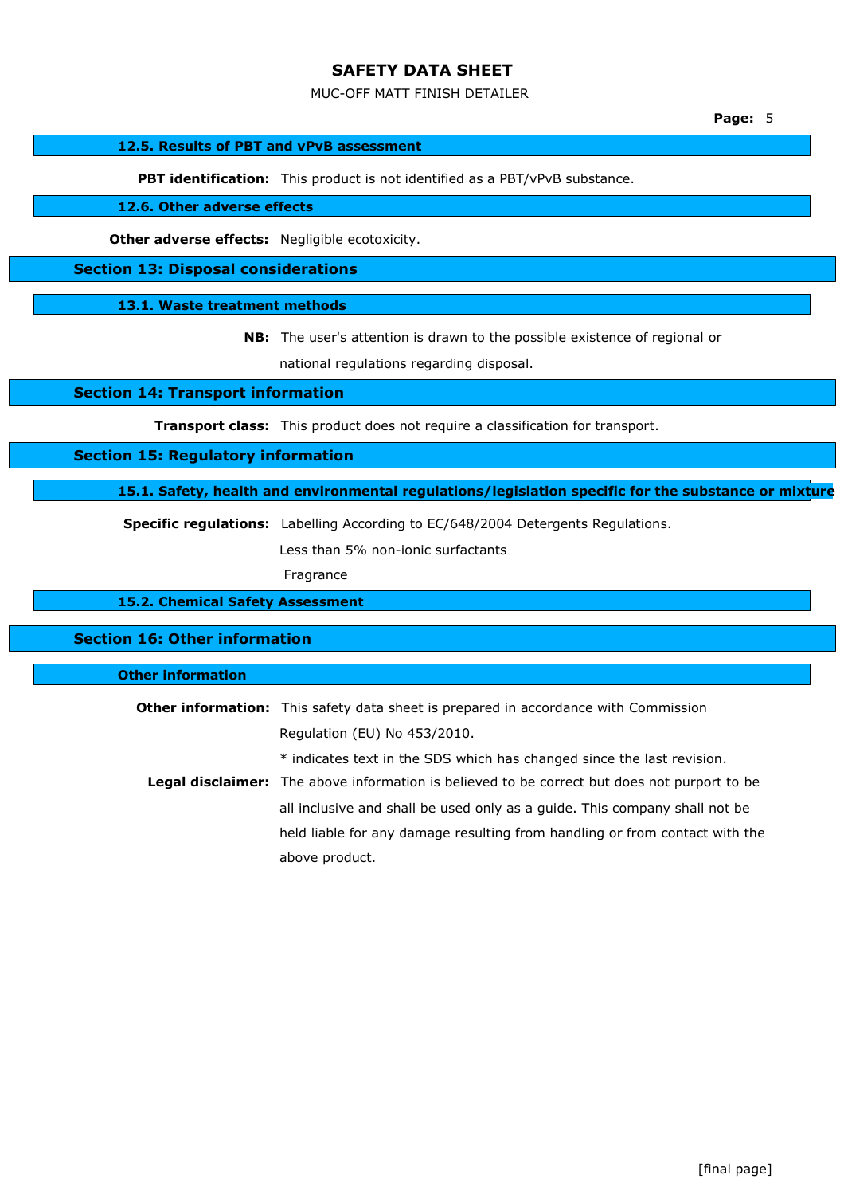### 12.5. Results of PBT and vPvB assessment

**PBT identification:** This product is not identified as a PBT/vPvB substance.

### 12.6. Other adverse effects

**Other adverse effects:** Negligible ecotoxicity.

## Section 13: Disposal considerations

### 13.1. Waste treatment methods

**NB:** The user's attention is drawn to the possible existence of regional or national regulations regarding disposal.

## Section 14: Transport information

**Transport class:** This product does not require a classification for transport.

## Section 15: Regulatory information

### 15.1. Safety, health and environmental regulations/legislation specific for the substance or mixture

**Specific regulations:** Labelling According to EC/648/2004 Detergents Regulations.

Less than 5% non-ionic surfactants

Fragrance

### 15.2. Chemical Safety Assessment

## Section 16: Other information

### Other information

**Other information:** This safety data sheet is prepared in accordance with Commission Regulation (EU) No 453/2010.

* indicates text in the SDS which has changed since the last revision.

**Legal disclaimer:** The above information is believed to be correct but does not purport to be all inclusive and shall be used only as a guide. This company shall not be held liable for any damage resulting from handling or from contact with the above product.

[final page]